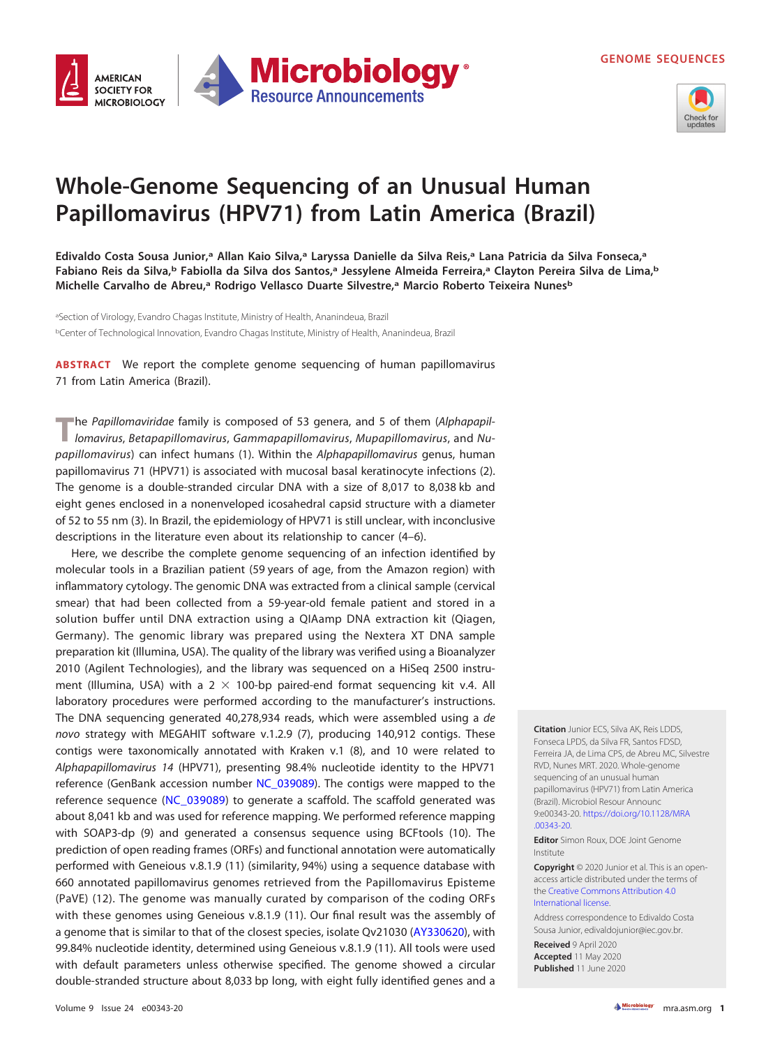GENOME SEQUENCES

# Whole-Genome Sequencing of an Unusual Human Papillomavirus (HPV71) from Latin America (Brazil)

**Edivaldo Costa Sousa Junior,[a] Allan Kaio Silva,[a] Laryssa Danielle da Silva Reis,[a] Lana Patricia da Silva Fonseca,[a] Fabiano Reis da Silva,[b] Fabiolla da Silva dos Santos,[a] Jessylene Almeida Ferreira,[a] Clayton Pereira Silva de Lima,[b] Michelle Carvalho de Abreu,[a] Rodrigo Vellasco Duarte Silvestre,[a] Marcio Roberto Teixeira Nunes[b]**

[a]Section of Virology, Evandro Chagas Institute, Ministry of Health, Ananindeua, Brazil
[b]Center of Technological Innovation, Evandro Chagas Institute, Ministry of Health, Ananindeua, Brazil

**ABSTRACT** We report the complete genome sequencing of human papillomavirus 71 from Latin America (Brazil).

The *Papillomaviridae* family is composed of 53 genera, and 5 of them (*Alphapapillomavirus*, *Betapapillomavirus*, *Gammapapillomavirus*, *Mupapillomavirus*, and *Nupapillomavirus*) can infect humans (1). Within the *Alphapapillomavirus* genus, human papillomavirus 71 (HPV71) is associated with mucosal basal keratinocyte infections (2). The genome is a double-stranded circular DNA with a size of 8,017 to 8,038 kb and eight genes enclosed in a nonenveloped icosahedral capsid structure with a diameter of 52 to 55 nm (3). In Brazil, the epidemiology of HPV71 is still unclear, with inconclusive descriptions in the literature even about its relationship to cancer (4–6).

Here, we describe the complete genome sequencing of an infection identified by molecular tools in a Brazilian patient (59 years of age, from the Amazon region) with inflammatory cytology. The genomic DNA was extracted from a clinical sample (cervical smear) that had been collected from a 59-year-old female patient and stored in a solution buffer until DNA extraction using a QIAamp DNA extraction kit (Qiagen, Germany). The genomic library was prepared using the Nextera XT DNA sample preparation kit (Illumina, USA). The quality of the library was verified using a Bioanalyzer 2010 (Agilent Technologies), and the library was sequenced on a HiSeq 2500 instrument (Illumina, USA) with a 2 × 100-bp paired-end format sequencing kit v.4. All laboratory procedures were performed according to the manufacturer's instructions. The DNA sequencing generated 40,278,934 reads, which were assembled using a *de novo* strategy with MEGAHIT software v.1.2.9 (7), producing 140,912 contigs. These contigs were taxonomically annotated with Kraken v.1 (8), and 10 were related to *Alphapapillomavirus 14* (HPV71), presenting 98.4% nucleotide identity to the HPV71 reference (GenBank accession number NC_039089). The contigs were mapped to the reference sequence (NC_039089) to generate a scaffold. The scaffold generated was about 8,041 kb and was used for reference mapping. We performed reference mapping with SOAP3-dp (9) and generated a consensus sequence using BCFtools (10). The prediction of open reading frames (ORFs) and functional annotation were automatically performed with Geneious v.8.1.9 (11) (similarity, 94%) using a sequence database with 660 annotated papillomavirus genomes retrieved from the Papillomavirus Episteme (PaVE) (12). The genome was manually curated by comparison of the coding ORFs with these genomes using Geneious v.8.1.9 (11). Our final result was the assembly of a genome that is similar to that of the closest species, isolate Qv21030 (AY330620), with 99.84% nucleotide identity, determined using Geneious v.8.1.9 (11). All tools were used with default parameters unless otherwise specified. The genome showed a circular double-stranded structure about 8,033 bp long, with eight fully identified genes and a

**Citation** Junior ECS, Silva AK, Reis LDDS, Fonseca LPDS, da Silva FR, Santos FDSD, Ferreira JA, de Lima CPS, de Abreu MC, Silvestre RVD, Nunes MRT. 2020. Whole-genome sequencing of an unusual human papillomavirus (HPV71) from Latin America (Brazil). Microbiol Resour Announc 9:e00343-20. https://doi.org/10.1128/MRA.00343-20.

**Editor** Simon Roux, DOE Joint Genome Institute

**Copyright** © 2020 Junior et al. This is an open-access article distributed under the terms of the Creative Commons Attribution 4.0 International license.

Address correspondence to Edivaldo Costa Sousa Junior, edivaldojunior@iec.gov.br.

**Received** 9 April 2020
**Accepted** 11 May 2020
**Published** 11 June 2020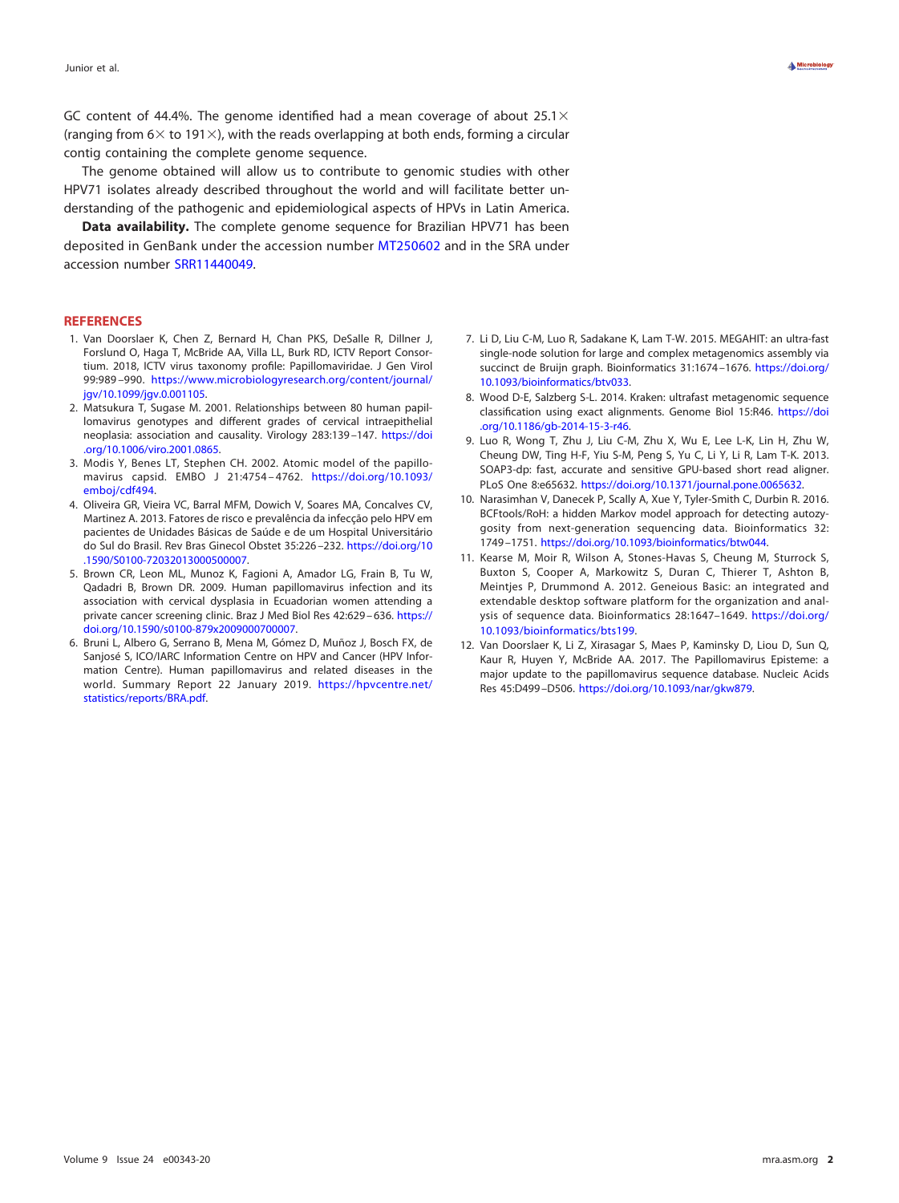GC content of 44.4%. The genome identified had a mean coverage of about 25.1× (ranging from 6× to 191×), with the reads overlapping at both ends, forming a circular contig containing the complete genome sequence.

The genome obtained will allow us to contribute to genomic studies with other HPV71 isolates already described throughout the world and will facilitate better understanding of the pathogenic and epidemiological aspects of HPVs in Latin America.

**Data availability.** The complete genome sequence for Brazilian HPV71 has been deposited in GenBank under the accession number MT250602 and in the SRA under accession number SRR11440049.

## REFERENCES

1. Van Doorslaer K, Chen Z, Bernard H, Chan PKS, DeSalle R, Dillner J, Forslund O, Haga T, McBride AA, Villa LL, Burk RD, ICTV Report Consortium. 2018. ICTV virus taxonomy profile: Papillomaviridae. J Gen Virol 99:989–990. https://www.microbiologyresearch.org/content/journal/jgv/10.1099/jgv.0.001105.
2. Matsukura T, Sugase M. 2001. Relationships between 80 human papillomavirus genotypes and different grades of cervical intraepithelial neoplasia: association and causality. Virology 283:139–147. https://doi.org/10.1006/viro.2001.0865.
3. Modis Y, Benes LT, Stephen CH. 2002. Atomic model of the papillomavirus capsid. EMBO J 21:4754–4762. https://doi.org/10.1093/emboj/cdf494.
4. Oliveira GR, Vieira VC, Barral MFM, Dowich V, Soares MA, Concalves CV, Martinez A. 2013. Fatores de risco e prevalência da infecção pelo HPV em pacientes de Unidades Básicas de Saúde e de um Hospital Universitário do Sul do Brasil. Rev Bras Ginecol Obstet 35:226–232. https://doi.org/10.1590/S0100-72032013000500007.
5. Brown CR, Leon ML, Munoz K, Fagioni A, Amador LG, Frain B, Tu W, Qadadri B, Brown DR. 2009. Human papillomavirus infection and its association with cervical dysplasia in Ecuadorian women attending a private cancer screening clinic. Braz J Med Biol Res 42:629–636. https://doi.org/10.1590/s0100-879x2009000700007.
6. Bruni L, Albero G, Serrano B, Mena M, Gómez D, Muñoz J, Bosch FX, de Sanjosé S, ICO/IARC Information Centre on HPV and Cancer (HPV Information Centre). Human papillomavirus and related diseases in the world. Summary Report 22 January 2019. https://hpvcentre.net/statistics/reports/BRA.pdf.
7. Li D, Liu C-M, Luo R, Sadakane K, Lam T-W. 2015. MEGAHIT: an ultra-fast single-node solution for large and complex metagenomics assembly via succinct de Bruijn graph. Bioinformatics 31:1674–1676. https://doi.org/10.1093/bioinformatics/btv033.
8. Wood D-E, Salzberg S-L. 2014. Kraken: ultrafast metagenomic sequence classification using exact alignments. Genome Biol 15:R46. https://doi.org/10.1186/gb-2014-15-3-r46.
9. Luo R, Wong T, Zhu J, Liu C-M, Zhu X, Wu E, Lee L-K, Lin H, Zhu W, Cheung DW, Ting H-F, Yiu S-M, Peng S, Yu C, Li Y, Li R, Lam T-K. 2013. SOAP3-dp: fast, accurate and sensitive GPU-based short read aligner. PLoS One 8:e65632. https://doi.org/10.1371/journal.pone.0065632.
10. Narasimhan V, Danecek P, Scally A, Xue Y, Tyler-Smith C, Durbin R. 2016. BCFtools/RoH: a hidden Markov model approach for detecting autozygosity from next-generation sequencing data. Bioinformatics 32:1749–1751. https://doi.org/10.1093/bioinformatics/btw044.
11. Kearse M, Moir R, Wilson A, Stones-Havas S, Cheung M, Sturrock S, Buxton S, Cooper A, Markowitz S, Duran C, Thierer T, Ashton B, Meintjes P, Drummond A. 2012. Geneious Basic: an integrated and extendable desktop software platform for the organization and analysis of sequence data. Bioinformatics 28:1647–1649. https://doi.org/10.1093/bioinformatics/bts199.
12. Van Doorslaer K, Li Z, Xirasagar S, Maes P, Kaminsky D, Liou D, Sun Q, Kaur R, Huyen Y, McBride AA. 2017. The Papillomavirus Episteme: a major update to the papillomavirus sequence database. Nucleic Acids Res 45:D499–D506. https://doi.org/10.1093/nar/gkw879.